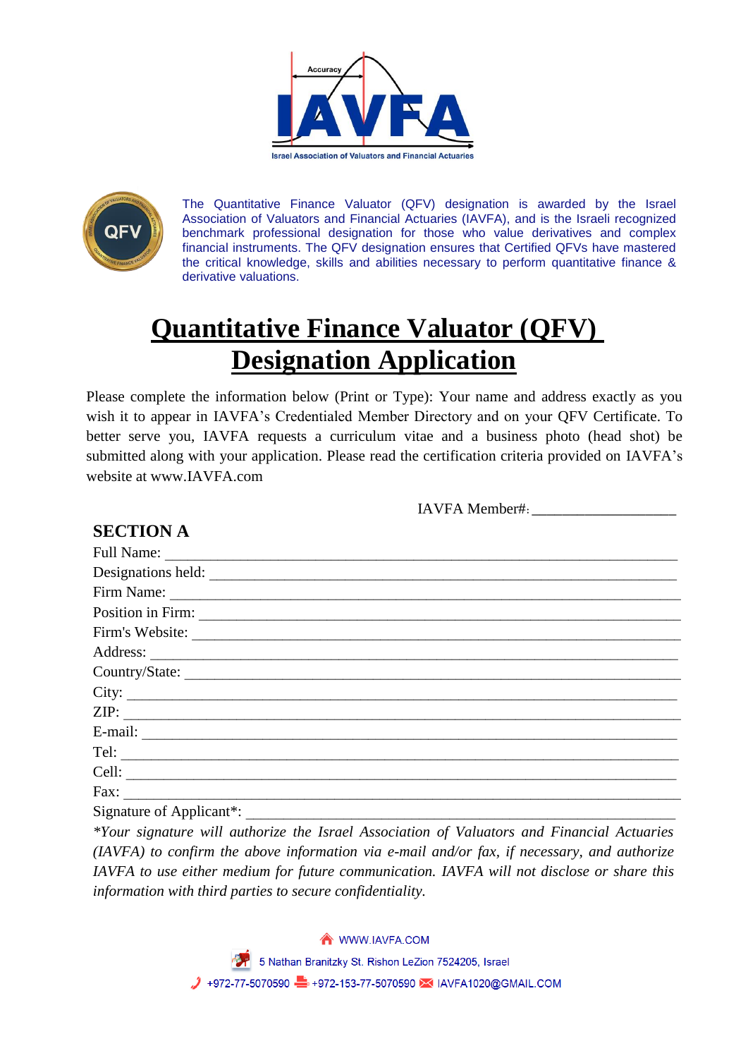IAVFA

Israel Association of Valuators and Financial Actuaries

The Quantitative Finance Valuator (QFV) designation is awarded by the Israel Association of Valuators and Financial Actuaries (IAVFA), and is the Israeli recognized benchmark professional designation for those who value derivatives and complex financial instruments. The QFV designation ensures that Certified QFVs have mastered the critical knowledge, skills and abilities necessary to perform quantitative finance & derivative valuations.

# Quantitative Finance Valuator (QFV) Designation Application

Please complete the information below (Print or Type): Your name and address exactly as you wish it to appear in IAVFA's Credentialed Member Directory and on your QFV Certificate. To better serve you, IAVFA requests a curriculum vitae and a business photo (head shot) be submitted along with your application. Please read the certification criteria provided on IAVFA's website at www.IAVFA.com

IAVFA Member#: ___________________

## SECTION A

Full Name: ___________________________________________________________

Designations held: ____________________________________________________

Firm Name: __________________________________________________________

Position in Firm: _____________________________________________________

Firm's Website: ______________________________________________________

Address: ____________________________________________________________

Country/State: _______________________________________________________

City: _______________________________________________________________

ZIP: ________________________________________________________________

E-mail: _____________________________________________________________

Tel: ________________________________________________________________

Cell: _______________________________________________________________

Fax: ________________________________________________________________

Signature of Applicant*: _______________________________________________

*\*Your signature will authorize the Israel Association of Valuators and Financial Actuaries (IAVFA) to confirm the above information via e-mail and/or fax, if necessary, and authorize IAVFA to use either medium for future communication. IAVFA will not disclose or share this information with third parties to secure confidentiality.*

WWW.IAVFA.COM

5 Nathan Branitzky St. Rishon LeZion 7524205, Israel

+972-77-5070590 +972-153-77-5070590 IAVFA1020@GMAIL.COM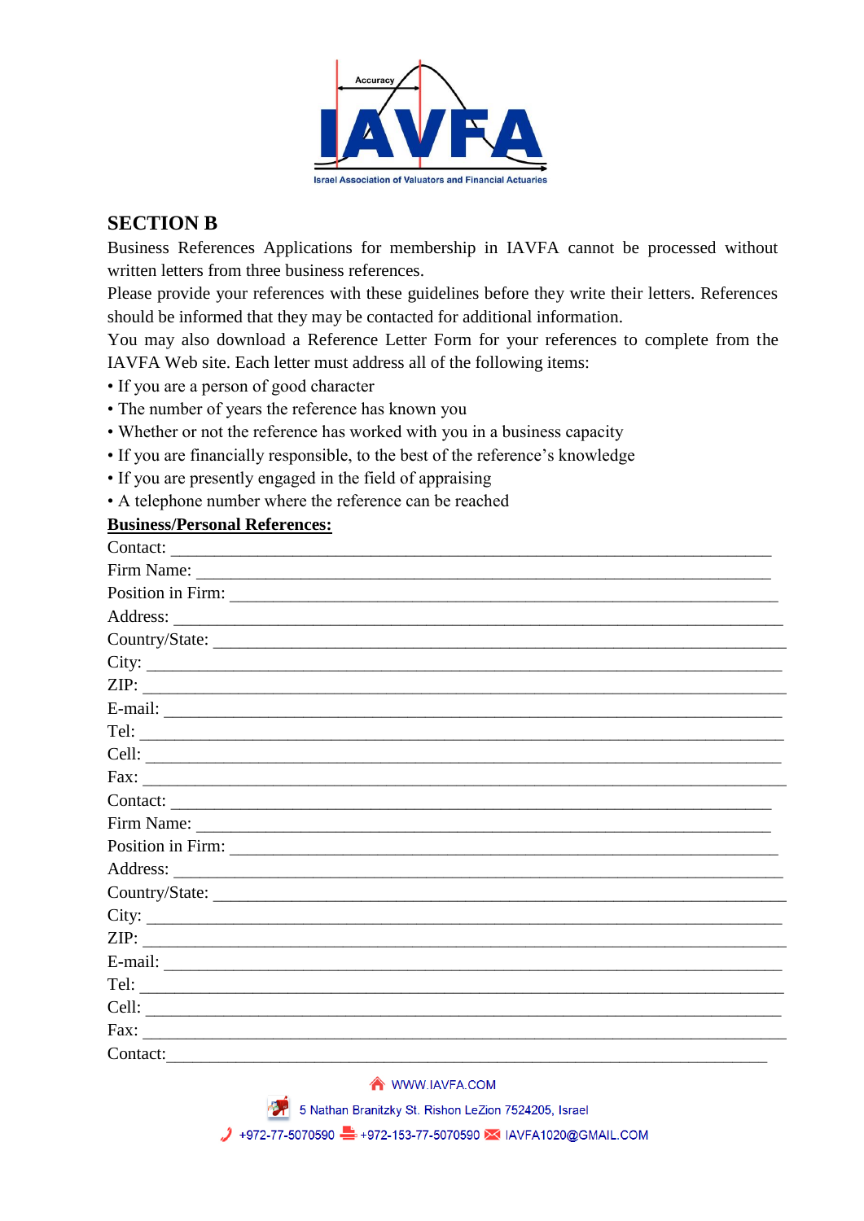## SECTION B

Business References Applications for membership in IAVFA cannot be processed without written letters from three business references.

Please provide your references with these guidelines before they write their letters. References should be informed that they may be contacted for additional information.

You may also download a Reference Letter Form for your references to complete from the IAVFA Web site. Each letter must address all of the following items:

• If you are a person of good character
• The number of years the reference has known you
• Whether or not the reference has worked with you in a business capacity
• If you are financially responsible, to the best of the reference's knowledge
• If you are presently engaged in the field of appraising
• A telephone number where the reference can be reached

**Business/Personal References:**

Contact: ___________________________________________________________

Firm Name: ________________________________________________________

Position in Firm: ____________________________________________________

Address: ___________________________________________________________

Country/State: _______________________________________________________

City: ______________________________________________________________

ZIP: _______________________________________________________________

E-mail: ____________________________________________________________

Tel: _______________________________________________________________

Cell: _______________________________________________________________

Fax: _______________________________________________________________

Contact: ___________________________________________________________

Firm Name: ________________________________________________________

Position in Firm: ____________________________________________________

Address: ___________________________________________________________

Country/State: _______________________________________________________

City: ______________________________________________________________

ZIP: _______________________________________________________________

E-mail: ____________________________________________________________

Tel: _______________________________________________________________

Cell: _______________________________________________________________

Fax: _______________________________________________________________

Contact:____________________________________________________________

WWW.IAVFA.COM

5 Nathan Branitzky St. Rishon LeZion 7524205, Israel

+972-77-5070590 +972-153-77-5070590 IAVFA1020@GMAIL.COM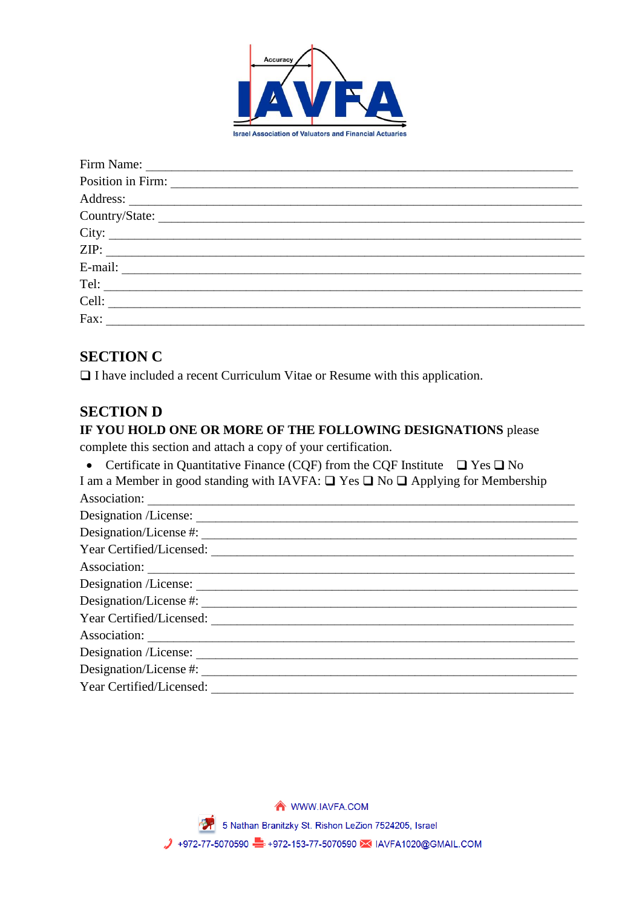Firm Name: ___________________________________________________________________

Position in Firm: ______________________________________________________________

Address: _____________________________________________________________________

Country/State: _________________________________________________________________

City: _______________________________________________________________________

ZIP: ________________________________________________________________________

E-mail: ______________________________________________________________________

Tel: ________________________________________________________________________

Cell: _______________________________________________________________________

Fax: ________________________________________________________________________

## SECTION C

❑ I have included a recent Curriculum Vitae or Resume with this application.

## SECTION D

**IF YOU HOLD ONE OR MORE OF THE FOLLOWING DESIGNATIONS** please complete this section and attach a copy of your certification.

- Certificate in Quantitative Finance (CQF) from the CQF Institute ❑ Yes ❑ No

I am a Member in good standing with IAVFA: ❑ Yes ❑ No ❑ Applying for Membership

Association: __________________________________________________________________

Designation /License: ___________________________________________________________

Designation/License #: __________________________________________________________

Year Certified/Licensed: _________________________________________________________

Association: __________________________________________________________________

Designation /License: ___________________________________________________________

Designation/License #: __________________________________________________________

Year Certified/Licensed: _________________________________________________________

Association: __________________________________________________________________

Designation /License: ___________________________________________________________

Designation/License #: __________________________________________________________

Year Certified/Licensed: _________________________________________________________

WWW.IAVFA.COM

5 Nathan Branitzky St. Rishon LeZion 7524205, Israel

+972-77-5070590 +972-153-77-5070590 IAVFA1020@GMAIL.COM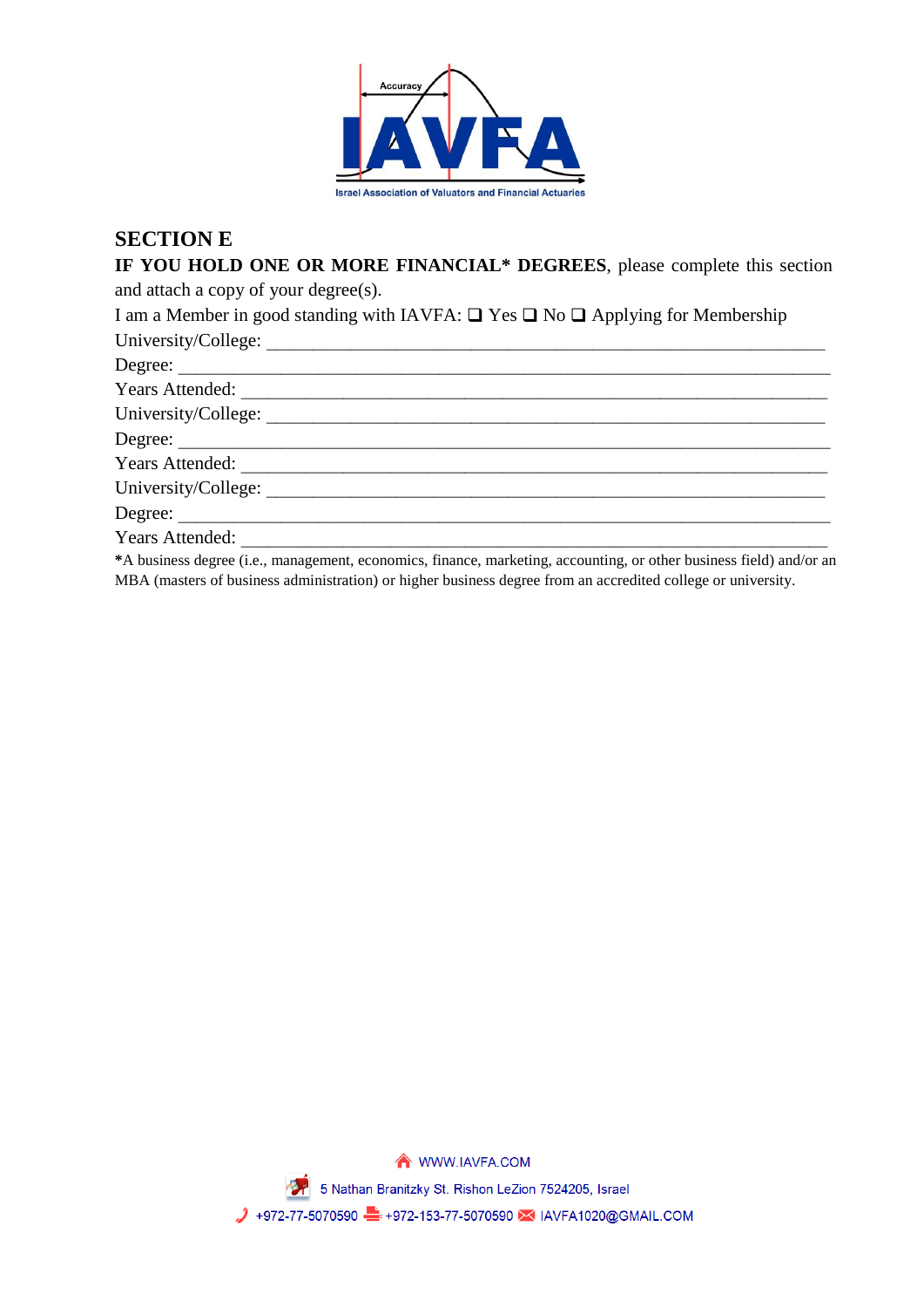## SECTION E

**IF YOU HOLD ONE OR MORE FINANCIAL\* DEGREES**, please complete this section and attach a copy of your degree(s).

I am a Member in good standing with IAVFA: ❑ Yes ❑ No ❑ Applying for Membership

University/College: ____________________________________________________________

Degree: ______________________________________________________________________

Years Attended: _______________________________________________________________

University/College: ____________________________________________________________

Degree: ______________________________________________________________________

Years Attended: _______________________________________________________________

University/College: ____________________________________________________________

Degree: ______________________________________________________________________

Years Attended: _______________________________________________________________

**\***A business degree (i.e., management, economics, finance, marketing, accounting, or other business field) and/or an MBA (masters of business administration) or higher business degree from an accredited college or university.

WWW.IAVFA.COM

5 Nathan Branitzky St. Rishon LeZion 7524205, Israel

+972-77-5070590 +972-153-77-5070590 IAVFA1020@GMAIL.COM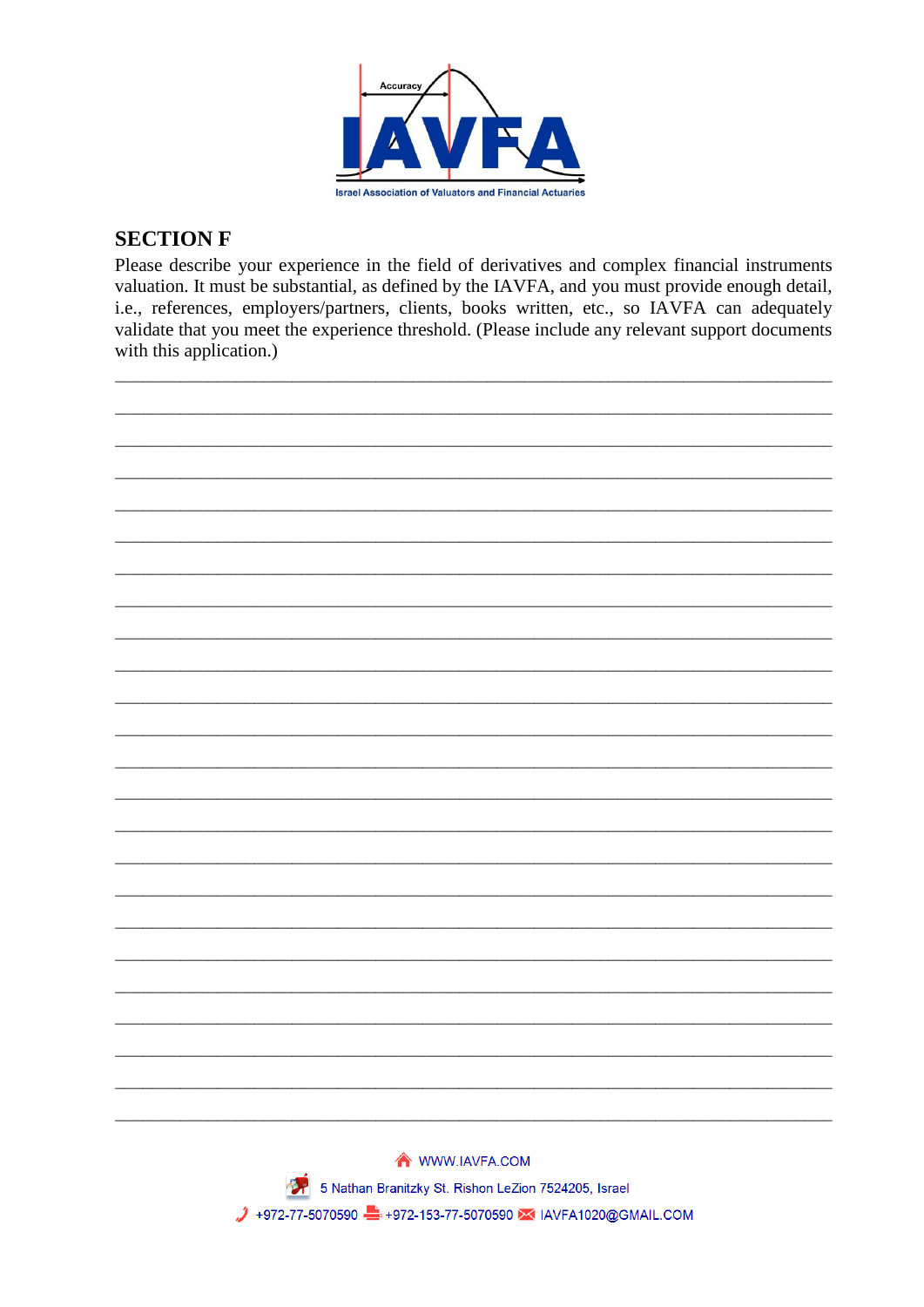## SECTION F

Please describe your experience in the field of derivatives and complex financial instruments valuation. It must be substantial, as defined by the IAVFA, and you must provide enough detail, i.e., references, employers/partners, clients, books written, etc., so IAVFA can adequately validate that you meet the experience threshold. (Please include any relevant support documents with this application.)

______________________________________________________________________________

______________________________________________________________________________

______________________________________________________________________________

______________________________________________________________________________

______________________________________________________________________________

______________________________________________________________________________

______________________________________________________________________________

______________________________________________________________________________

______________________________________________________________________________

______________________________________________________________________________

______________________________________________________________________________

______________________________________________________________________________

______________________________________________________________________________

______________________________________________________________________________

______________________________________________________________________________

______________________________________________________________________________

______________________________________________________________________________

______________________________________________________________________________

______________________________________________________________________________

______________________________________________________________________________

______________________________________________________________________________

______________________________________________________________________________

______________________________________________________________________________

______________________________________________________________________________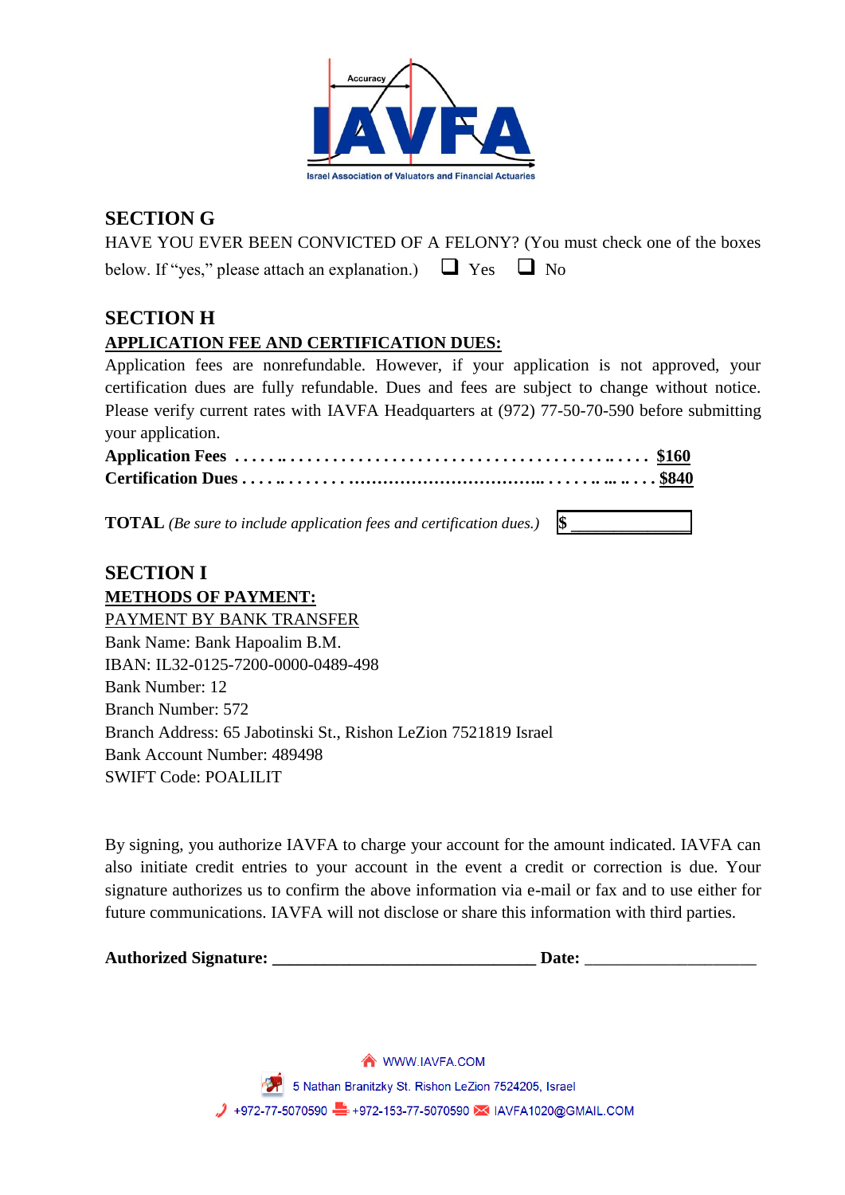## SECTION G

HAVE YOU EVER BEEN CONVICTED OF A FELONY? (You must check one of the boxes below. If "yes," please attach an explanation.) ☐ Yes ☐ No

## SECTION H

**APPLICATION FEE AND CERTIFICATION DUES:**

Application fees are nonrefundable. However, if your application is not approved, your certification dues are fully refundable. Dues and fees are subject to change without notice. Please verify current rates with IAVFA Headquarters at (972) 77-50-70-590 before submitting your application.

**Application Fees** . . . . . . . . . . . . . . . . . . . . . . . . . . . . . . . . . . . . . . . . . . . . . . . . **$160**
**Certification Dues** . . . . . . . . . . . . . . . . . . . . . . . . . . . . . . . . . . . . . . . . . . . . . . . . **$840**

**TOTAL** *(Be sure to include application fees and certification dues.)* **$** ______________

## SECTION I

**METHODS OF PAYMENT:**

PAYMENT BY BANK TRANSFER

Bank Name: Bank Hapoalim B.M.
IBAN: IL32-0125-7200-0000-0489-498
Bank Number: 12
Branch Number: 572
Branch Address: 65 Jabotinski St., Rishon LeZion 7521819 Israel
Bank Account Number: 489498
SWIFT Code: POALILIT

By signing, you authorize IAVFA to charge your account for the amount indicated. IAVFA can also initiate credit entries to your account in the event a credit or correction is due. Your signature authorizes us to confirm the above information via e-mail or fax and to use either for future communications. IAVFA will not disclose or share this information with third parties.

**Authorized Signature:** ______________________________ **Date:** ____________________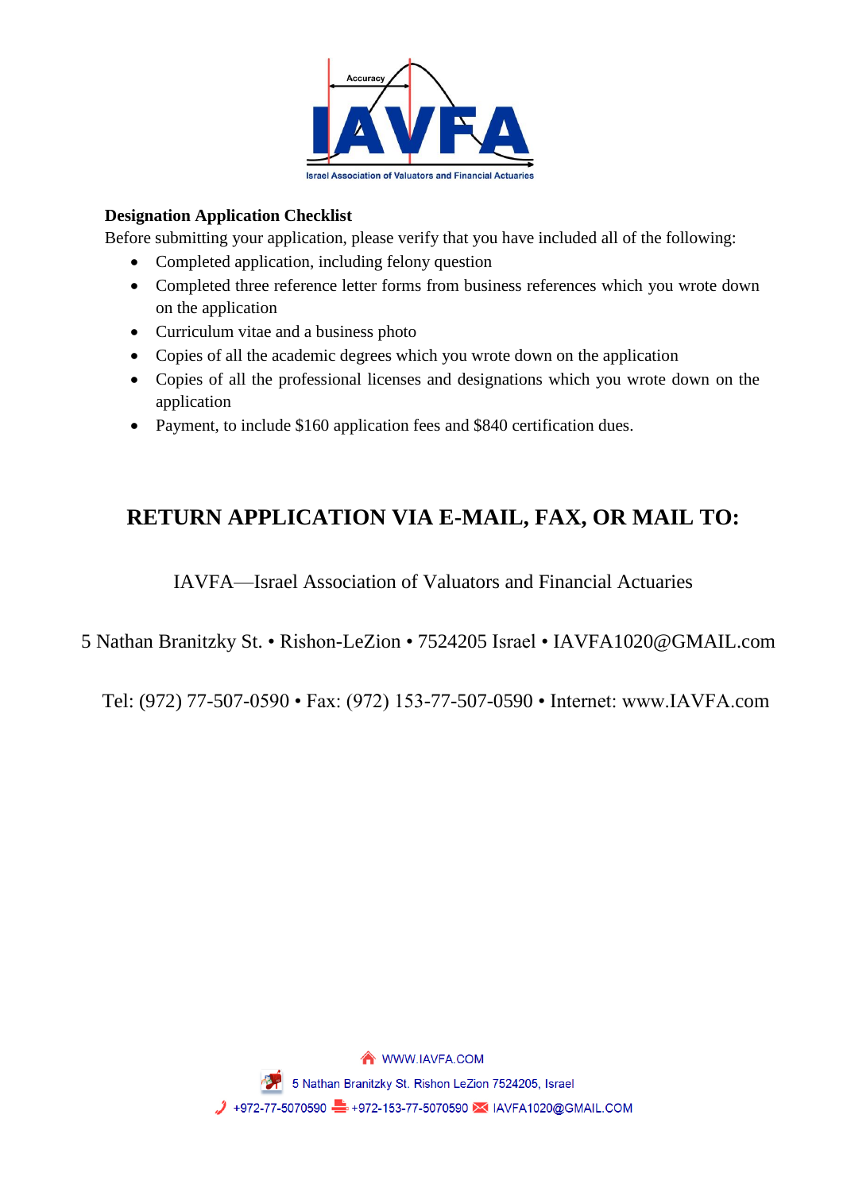**Designation Application Checklist**

Before submitting your application, please verify that you have included all of the following:

- Completed application, including felony question
- Completed three reference letter forms from business references which you wrote down on the application
- Curriculum vitae and a business photo
- Copies of all the academic degrees which you wrote down on the application
- Copies of all the professional licenses and designations which you wrote down on the application
- Payment, to include $160 application fees and $840 certification dues.

## RETURN APPLICATION VIA E-MAIL, FAX, OR MAIL TO:

IAVFA—Israel Association of Valuators and Financial Actuaries

5 Nathan Branitzky St. • Rishon-LeZion • 7524205 Israel • IAVFA1020@GMAIL.com

Tel: (972) 77-507-0590 • Fax: (972) 153-77-507-0590 • Internet: www.IAVFA.com